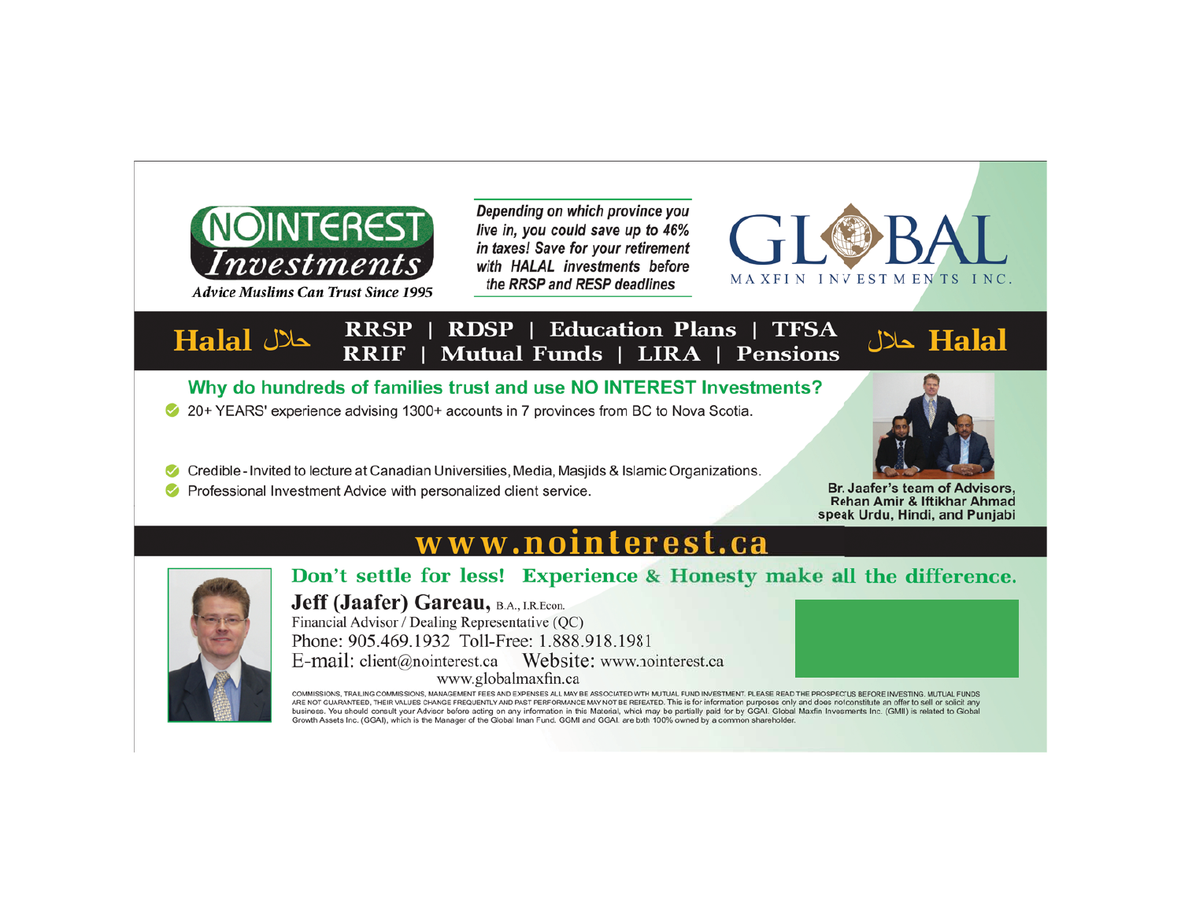# NO INTEREST Investments

*Advice Muslims Can Trust Since 1995*

***Depending on which province you live in, you could save up to 46% in taxes! Save for your retirement with HALAL investments before the RRSP and RESP deadlines***

# GLOBAL MAXFIN INVESTMENTS INC.

**Halal حلال** | **RRSP | RDSP | Education Plans | TFSA**
**RRIF | Mutual Funds | LIRA | Pensions** | **حلال Halal**

## Why do hundreds of families trust and use NO INTEREST Investments?

- 20+ YEARS' experience advising 1300+ accounts in 7 provinces from BC to Nova Scotia.
- Credible - Invited to lecture at Canadian Universities, Media, Masjids & Islamic Organizations.
- Professional Investment Advice with personalized client service.

**Br. Jaafer's team of Advisors, Rehan Amir & Iftikhar Ahmad speak Urdu, Hindi, and Punjabi**

# www.nointerest.ca

## Don't settle for less! Experience & Honesty make all the difference.

**Jeff (Jaafer) Gareau,** B.A., I.R.Econ.
Financial Advisor / Dealing Representative (QC)
Phone: 905.469.1932 Toll-Free: 1.888.918.1981
E-mail: client@nointerest.ca Website: www.nointerest.ca
www.globalmaxfin.ca

COMMISSIONS, TRAILING COMMISSIONS, MANAGEMENT FEES AND EXPENSES ALL MAY BE ASSOCIATED WITH MUTUAL FUND INVESTMENT. PLEASE READ THE PROSPECTUS BEFORE INVESTING. MUTUAL FUNDS ARE NOT GUARANTEED, THEIR VALUES CHANGE FREQUENTLY AND PAST PERFORMANCE MAY NOT BE REPEATED. This is for information purposes only and does not constitute an offer to sell or solicit any business. You should consult your Advisor before acting on any information in this Material, which may be partially paid for by GGAI. Global Maxfin Invesments Inc. (GMII) is related to Global Growth Assets Inc. (GGAI), which is the Manager of the Global Iman Fund. GGMI and GGAI are both 100% owned by a common shareholder.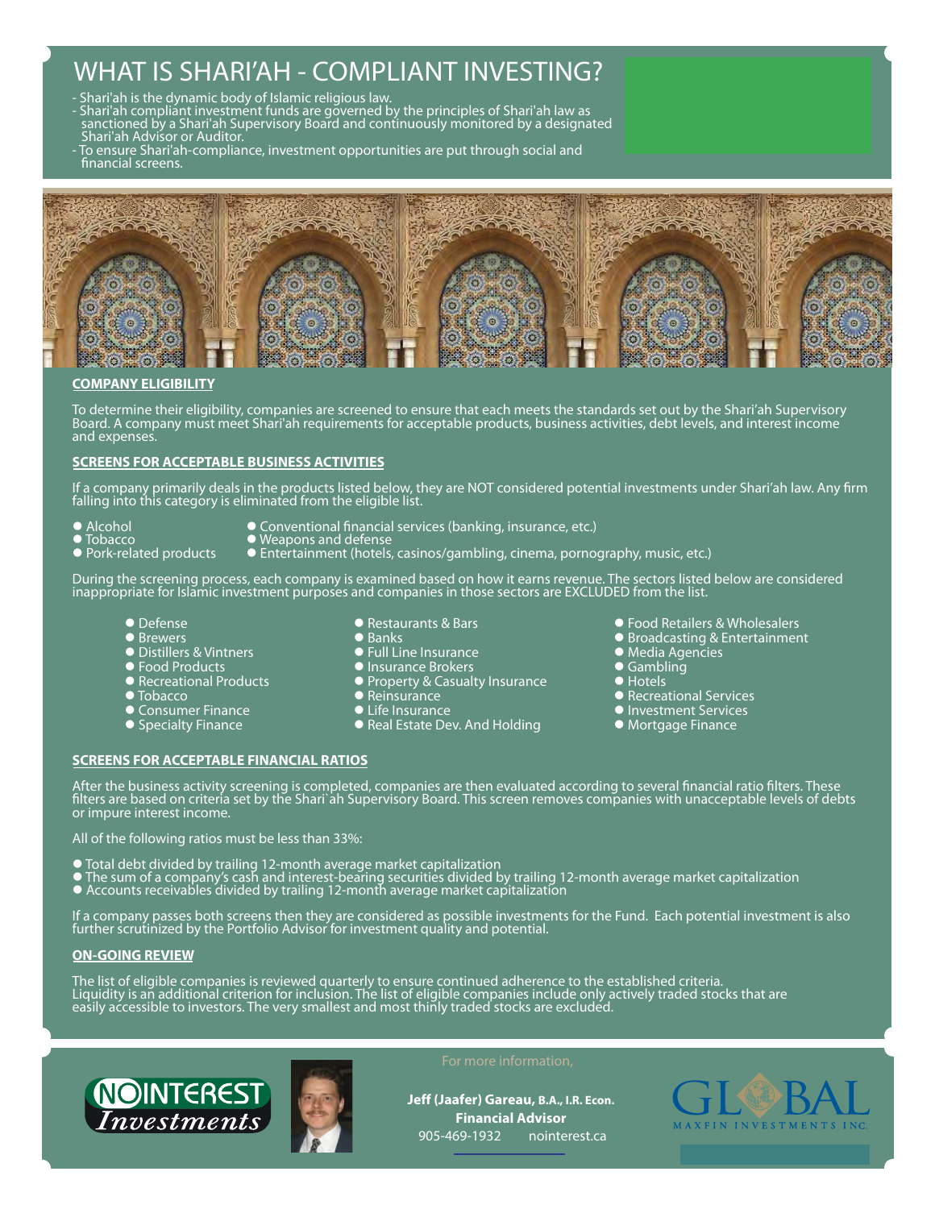# WHAT IS SHARI'AH - COMPLIANT INVESTING?

- Shari'ah is the dynamic body of Islamic religious law.
- Shari'ah compliant investment funds are governed by the principles of Shari'ah law as sanctioned by a Shari'ah Supervisory Board and continuously monitored by a designated Shari'ah Advisor or Auditor.
- To ensure Shari'ah-compliance, investment opportunities are put through social and financial screens.

## COMPANY ELIGIBILITY

To determine their eligibility, companies are screened to ensure that each meets the standards set out by the Shari'ah Supervisory Board. A company must meet Shari'ah requirements for acceptable products, business activities, debt levels, and interest income and expenses.

## SCREENS FOR ACCEPTABLE BUSINESS ACTIVITIES

If a company primarily deals in the products listed below, they are NOT considered potential investments under Shari'ah law. Any firm falling into this category is eliminated from the eligible list.

- Alcohol
- Tobacco
- Pork-related products
- Conventional financial services (banking, insurance, etc.)
- Weapons and defense
- Entertainment (hotels, casinos/gambling, cinema, pornography, music, etc.)

During the screening process, each company is examined based on how it earns revenue. The sectors listed below are considered inappropriate for Islamic investment purposes and companies in those sectors are EXCLUDED from the list.

- Defense
- Brewers
- Distillers & Vintners
- Food Products
- Recreational Products
- Tobacco
- Consumer Finance
- Specialty Finance
- Restaurants & Bars
- Banks
- Full Line Insurance
- Insurance Brokers
- Property & Casualty Insurance
- Reinsurance
- Life Insurance
- Real Estate Dev. And Holding
- Food Retailers & Wholesalers
- Broadcasting & Entertainment
- Media Agencies
- Gambling
- Hotels
- Recreational Services
- Investment Services
- Mortgage Finance

## SCREENS FOR ACCEPTABLE FINANCIAL RATIOS

After the business activity screening is completed, companies are then evaluated according to several financial ratio filters. These filters are based on criteria set by the Shari`ah Supervisory Board. This screen removes companies with unacceptable levels of debts or impure interest income.

All of the following ratios must be less than 33%:

- Total debt divided by trailing 12-month average market capitalization
- The sum of a company's cash and interest-bearing securities divided by trailing 12-month average market capitalization
- Accounts receivables divided by trailing 12-month average market capitalization

If a company passes both screens then they are considered as possible investments for the Fund. Each potential investment is also further scrutinized by the Portfolio Advisor for investment quality and potential.

## ON-GOING REVIEW

The list of eligible companies is reviewed quarterly to ensure continued adherence to the established criteria. Liquidity is an additional criterion for inclusion. The list of eligible companies include only actively traded stocks that are easily accessible to investors. The very smallest and most thinly traded stocks are excluded.

NOINTEREST *Investments*

For more information,

**Jeff (Jaafer) Gareau, B.A., I.R. Econ.**
**Financial Advisor**
905-469-1932 nointerest.ca

GLOBAL MAXFIN INVESTMENTS INC.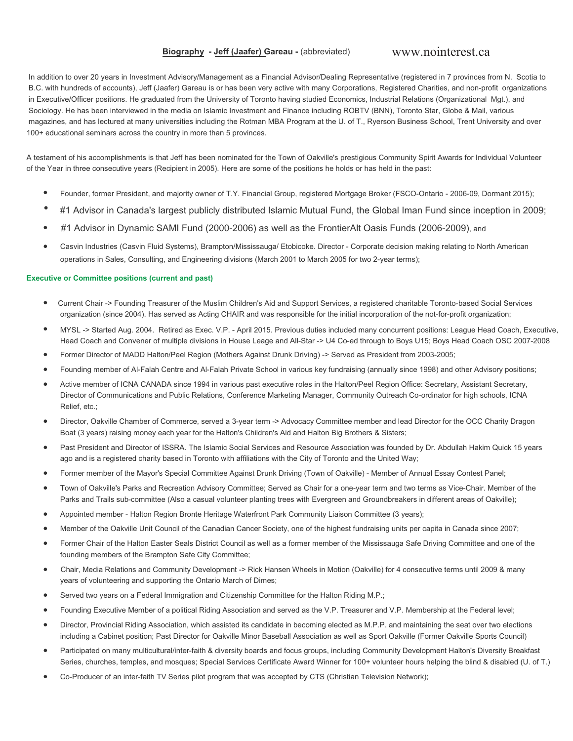**Biography - Jeff (Jaafer) Gareau -** (abbreviated) www.nointerest.ca

In addition to over 20 years in Investment Advisory/Management as a Financial Advisor/Dealing Representative (registered in 7 provinces from N. Scotia to B.C. with hundreds of accounts), Jeff (Jaafer) Gareau is or has been very active with many Corporations, Registered Charities, and non-profit organizations in Executive/Officer positions. He graduated from the University of Toronto having studied Economics, Industrial Relations (Organizational Mgt.), and Sociology. He has been interviewed in the media on Islamic Investment and Finance including ROBTV (BNN), Toronto Star, Globe & Mail, various magazines, and has lectured at many universities including the Rotman MBA Program at the U. of T., Ryerson Business School, Trent University and over 100+ educational seminars across the country in more than 5 provinces.

A testament of his accomplishments is that Jeff has been nominated for the Town of Oakville's prestigious Community Spirit Awards for Individual Volunteer of the Year in three consecutive years (Recipient in 2005). Here are some of the positions he holds or has held in the past:

- Founder, former President, and majority owner of T.Y. Financial Group, registered Mortgage Broker (FSCO-Ontario - 2006-09, Dormant 2015);
- #1 Advisor in Canada's largest publicly distributed Islamic Mutual Fund, the Global Iman Fund since inception in 2009;
- #1 Advisor in Dynamic SAMI Fund (2000-2006) as well as the FrontierAlt Oasis Funds (2006-2009), and
- Casvin Industries (Casvin Fluid Systems), Brampton/Mississauga/ Etobicoke. Director - Corporate decision making relating to North American operations in Sales, Consulting, and Engineering divisions (March 2001 to March 2005 for two 2-year terms);

**Executive or Committee positions (current and past)**

- Current Chair -> Founding Treasurer of the Muslim Children's Aid and Support Services, a registered charitable Toronto-based Social Services organization (since 2004). Has served as Acting CHAIR and was responsible for the initial incorporation of the not-for-profit organization;
- MYSL -> Started Aug. 2004. Retired as Exec. V.P. - April 2015. Previous duties included many concurrent positions: League Head Coach, Executive, Head Coach and Convener of multiple divisions in House Leage and All-Star -> U4 Co-ed through to Boys U15; Boys Head Coach OSC 2007-2008
- Former Director of MADD Halton/Peel Region (Mothers Against Drunk Driving) -> Served as President from 2003-2005;
- Founding member of Al-Falah Centre and Al-Falah Private School in various key fundraising (annually since 1998) and other Advisory positions;
- Active member of ICNA CANADA since 1994 in various past executive roles in the Halton/Peel Region Office: Secretary, Assistant Secretary, Director of Communications and Public Relations, Conference Marketing Manager, Community Outreach Co-ordinator for high schools, ICNA Relief, etc.;
- Director, Oakville Chamber of Commerce, served a 3-year term -> Advocacy Committee member and lead Director for the OCC Charity Dragon Boat (3 years) raising money each year for the Halton's Children's Aid and Halton Big Brothers & Sisters;
- Past President and Director of ISSRA. The Islamic Social Services and Resource Association was founded by Dr. Abdullah Hakim Quick 15 years ago and is a registered charity based in Toronto with affiliations with the City of Toronto and the United Way;
- Former member of the Mayor's Special Committee Against Drunk Driving (Town of Oakville) - Member of Annual Essay Contest Panel;
- Town of Oakville's Parks and Recreation Advisory Committee; Served as Chair for a one-year term and two terms as Vice-Chair. Member of the Parks and Trails sub-committee (Also a casual volunteer planting trees with Evergreen and Groundbreakers in different areas of Oakville);
- Appointed member - Halton Region Bronte Heritage Waterfront Park Community Liaison Committee (3 years);
- Member of the Oakville Unit Council of the Canadian Cancer Society, one of the highest fundraising units per capita in Canada since 2007;
- Former Chair of the Halton Easter Seals District Council as well as a former member of the Mississauga Safe Driving Committee and one of the founding members of the Brampton Safe City Committee;
- Chair, Media Relations and Community Development -> Rick Hansen Wheels in Motion (Oakville) for 4 consecutive terms until 2009 & many years of volunteering and supporting the Ontario March of Dimes;
- Served two years on a Federal Immigration and Citizenship Committee for the Halton Riding M.P.;
- Founding Executive Member of a political Riding Association and served as the V.P. Treasurer and V.P. Membership at the Federal level;
- Director, Provincial Riding Association, which assisted its candidate in becoming elected as M.P.P. and maintaining the seat over two elections including a Cabinet position; Past Director for Oakville Minor Baseball Association as well as Sport Oakville (Former Oakville Sports Council)
- Participated on many multicultural/inter-faith & diversity boards and focus groups, including Community Development Halton's Diversity Breakfast Series, churches, temples, and mosques; Special Services Certificate Award Winner for 100+ volunteer hours helping the blind & disabled (U. of T.)
- Co-Producer of an inter-faith TV Series pilot program that was accepted by CTS (Christian Television Network);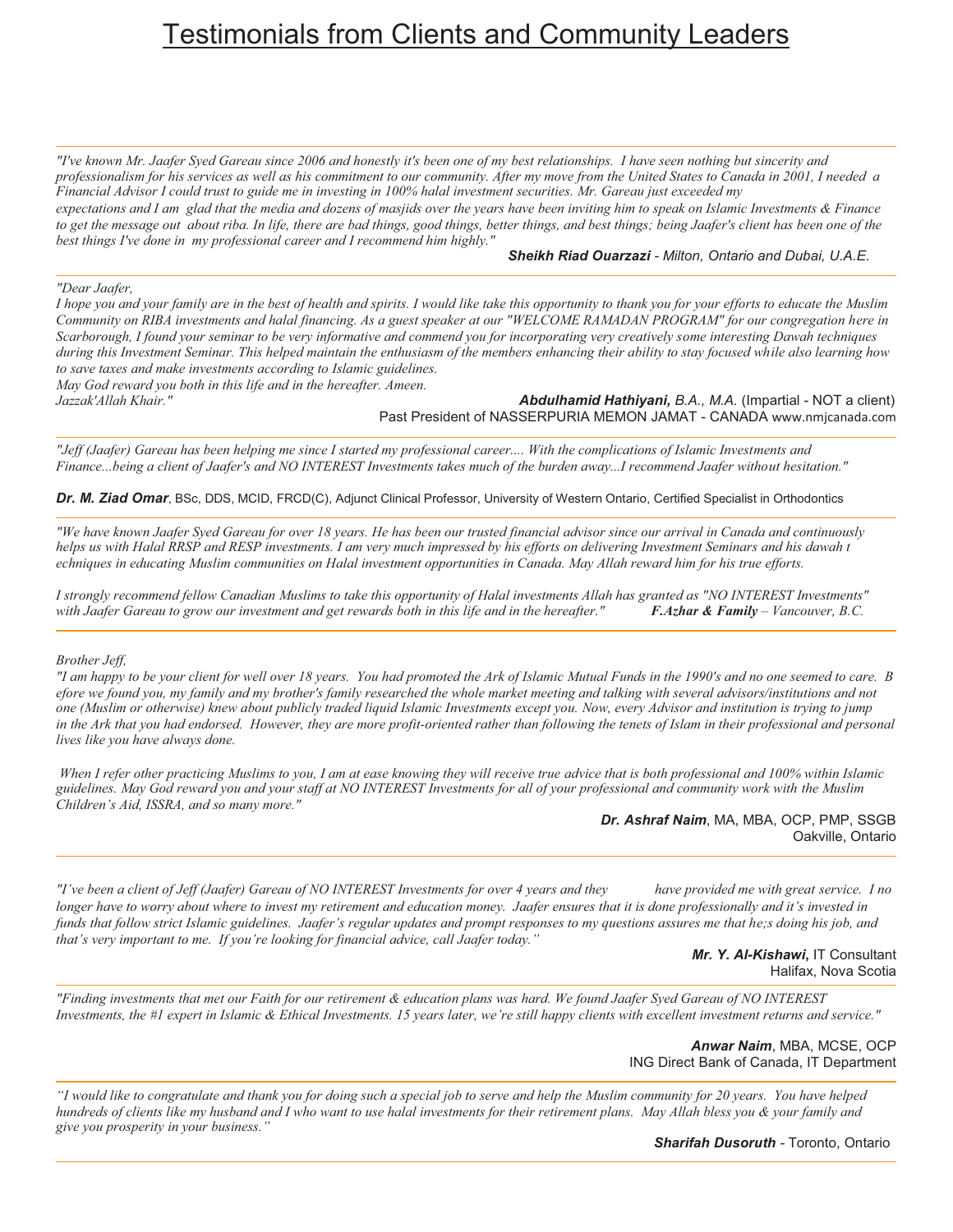# Testimonials from Clients and Community Leaders

---

*"I've known Mr. Jaafer Syed Gareau since 2006 and honestly it's been one of my best relationships. I have seen nothing but sincerity and professionalism for his services as well as his commitment to our community. After my move from the United States to Canada in 2001, I needed a Financial Advisor I could trust to guide me in investing in 100% halal investment securities. Mr. Gareau just exceeded my expectations and I am glad that the media and dozens of masjids over the years have been inviting him to speak on Islamic Investments & Finance to get the message out about riba. In life, there are bad things, good things, better things, and best things; being Jaafer's client has been one of the best things I've done in my professional career and I recommend him highly."*

***Sheikh Riad Ouarzazi*** *- Milton, Ontario and Dubai, U.A.E.*

---

*"Dear Jaafer,*
*I hope you and your family are in the best of health and spirits. I would like take this opportunity to thank you for your efforts to educate the Muslim Community on RIBA investments and halal financing. As a guest speaker at our "WELCOME RAMADAN PROGRAM" for our congregation here in Scarborough, I found your seminar to be very informative and commend you for incorporating very creatively some interesting Dawah techniques during this Investment Seminar. This helped maintain the enthusiasm of the members enhancing their ability to stay focused while also learning how to save taxes and make investments according to Islamic guidelines.*
*May God reward you both in this life and in the hereafter. Ameen.*
*Jazzak'Allah Khair."*

***Abdulhamid Hathiyani,*** *B.A., M.A.* (Impartial - NOT a client)
Past President of NASSERPURIA MEMON JAMAT - CANADA www.nmjcanada.com

---

*"Jeff (Jaafer) Gareau has been helping me since I started my professional career.... With the complications of Islamic Investments and Finance...being a client of Jaafer's and NO INTEREST Investments takes much of the burden away...I recommend Jaafer without hesitation."*

***Dr. M. Ziad Omar****,* BSc, DDS, MCID, FRCD(C), Adjunct Clinical Professor, University of Western Ontario, Certified Specialist in Orthodontics

---

*"We have known Jaafer Syed Gareau for over 18 years. He has been our trusted financial advisor since our arrival in Canada and continuously helps us with Halal RRSP and RESP investments. I am very much impressed by his efforts on delivering Investment Seminars and his dawah techniques in educating Muslim communities on Halal investment opportunities in Canada. May Allah reward him for his true efforts.*

*I strongly recommend fellow Canadian Muslims to take this opportunity of Halal investments Allah has granted as "NO INTEREST Investments" with Jaafer Gareau to grow our investment and get rewards both in this life and in the hereafter."* ***F.Azhar & Family*** *– Vancouver, B.C.*

---

*Brother Jeff,*
*"I am happy to be your client for well over 18 years. You had promoted the Ark of Islamic Mutual Funds in the 1990's and no one seemed to care. Before we found you, my family and my brother's family researched the whole market meeting and talking with several advisors/institutions and not one (Muslim or otherwise) knew about publicly traded liquid Islamic Investments except you. Now, every Advisor and institution is trying to jump in the Ark that you had endorsed. However, they are more profit-oriented rather than following the tenets of Islam in their professional and personal lives like you have always done.*

*When I refer other practicing Muslims to you, I am at ease knowing they will receive true advice that is both professional and 100% within Islamic guidelines. May God reward you and your staff at NO INTEREST Investments for all of your professional and community work with the Muslim Children's Aid, ISSRA, and so many more."*

***Dr. Ashraf Naim***, MA, MBA, OCP, PMP, SSGB
Oakville, Ontario

---

*"I've been a client of Jeff (Jaafer) Gareau of NO INTEREST Investments for over 4 years and they have provided me with great service. I no longer have to worry about where to invest my retirement and education money. Jaafer ensures that it is done professionally and it's invested in funds that follow strict Islamic guidelines. Jaafer's regular updates and prompt responses to my questions assures me that he;s doing his job, and that's very important to me. If you're looking for financial advice, call Jaafer today."*

***Mr. Y. Al-Kishawi***, IT Consultant
Halifax, Nova Scotia

---

*"Finding investments that met our Faith for our retirement & education plans was hard. We found Jaafer Syed Gareau of NO INTEREST Investments, the #1 expert in Islamic & Ethical Investments. 15 years later, we're still happy clients with excellent investment returns and service."*

***Anwar Naim***, MBA, MCSE, OCP
ING Direct Bank of Canada, IT Department

---

*"I would like to congratulate and thank you for doing such a special job to serve and help the Muslim community for 20 years. You have helped hundreds of clients like my husband and I who want to use halal investments for their retirement plans. May Allah bless you & your family and give you prosperity in your business."*

***Sharifah Dusoruth*** - Toronto, Ontario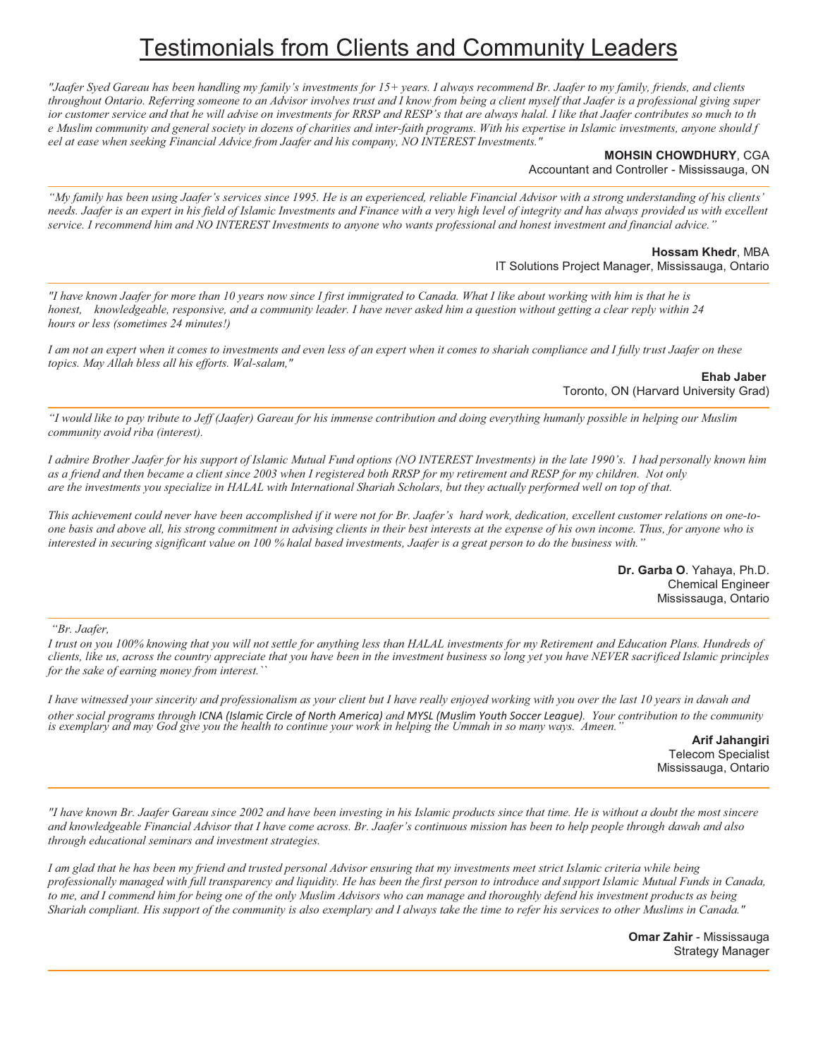# Testimonials from Clients and Community Leaders

*"Jaafer Syed Gareau has been handling my family's investments for 15+ years. I always recommend Br. Jaafer to my family, friends, and clients throughout Ontario. Referring someone to an Advisor involves trust and I know from being a client myself that Jaafer is a professional giving super ior customer service and that he will advise on investments for RRSP and RESP's that are always halal. I like that Jaafer contributes so much to th e Muslim community and general society in dozens of charities and inter-faith programs. With his expertise in Islamic investments, anyone should f eel at ease when seeking Financial Advice from Jaafer and his company, NO INTEREST Investments."*

**MOHSIN CHOWDHURY**, CGA
Accountant and Controller - Mississauga, ON

---

*"My family has been using Jaafer's services since 1995. He is an experienced, reliable Financial Advisor with a strong understanding of his clients' needs. Jaafer is an expert in his field of Islamic Investments and Finance with a very high level of integrity and has always provided us with excellent service. I recommend him and NO INTEREST Investments to anyone who wants professional and honest investment and financial advice."*

**Hossam Khedr**, MBA
IT Solutions Project Manager, Mississauga, Ontario

---

*"I have known Jaafer for more than 10 years now since I first immigrated to Canada. What I like about working with him is that he is honest, knowledgeable, responsive, and a community leader. I have never asked him a question without getting a clear reply within 24 hours or less (sometimes 24 minutes!)*

*I am not an expert when it comes to investments and even less of an expert when it comes to shariah compliance and I fully trust Jaafer on these topics. May Allah bless all his efforts. Wal-salam,"*

**Ehab Jaber**
Toronto, ON (Harvard University Grad)

---

*"I would like to pay tribute to Jeff (Jaafer) Gareau for his immense contribution and doing everything humanly possible in helping our Muslim community avoid riba (interest).*

*I admire Brother Jaafer for his support of Islamic Mutual Fund options (NO INTEREST Investments) in the late 1990's. I had personally known him as a friend and then became a client since 2003 when I registered both RRSP for my retirement and RESP for my children. Not only are the investments you specialize in HALAL with International Shariah Scholars, but they actually performed well on top of that.*

*This achievement could never have been accomplished if it were not for Br. Jaafer's hard work, dedication, excellent customer relations on one-to-one basis and above all, his strong commitment in advising clients in their best interests at the expense of his own income. Thus, for anyone who is interested in securing significant value on 100 % halal based investments, Jaafer is a great person to do the business with."*

**Dr. Garba O**. Yahaya, Ph.D.
Chemical Engineer
Mississauga, Ontario

---

*"Br. Jaafer,*
*I trust on you 100% knowing that you will not settle for anything less than HALAL investments for my Retirement and Education Plans. Hundreds of clients, like us, across the country appreciate that you have been in the investment business so long yet you have NEVER sacrificed Islamic principles for the sake of earning money from interest.``*

*I have witnessed your sincerity and professionalism as your client but I have really enjoyed working with you over the last 10 years in dawah and other social programs through ICNA (Islamic Circle of North America) and MYSL (Muslim Youth Soccer League). Your contribution to the community is exemplary and may God give you the health to continue your work in helping the Ummah in so many ways. Ameen."*

**Arif Jahangiri**
Telecom Specialist
Mississauga, Ontario

---

*"I have known Br. Jaafer Gareau since 2002 and have been investing in his Islamic products since that time. He is without a doubt the most sincere and knowledgeable Financial Advisor that I have come across. Br. Jaafer's continuous mission has been to help people through dawah and also through educational seminars and investment strategies.*

*I am glad that he has been my friend and trusted personal Advisor ensuring that my investments meet strict Islamic criteria while being professionally managed with full transparency and liquidity. He has been the first person to introduce and support Islamic Mutual Funds in Canada, to me, and I commend him for being one of the only Muslim Advisors who can manage and thoroughly defend his investment products as being Shariah compliant. His support of the community is also exemplary and I always take the time to refer his services to other Muslims in Canada."*

**Omar Zahir** - Mississauga
Strategy Manager